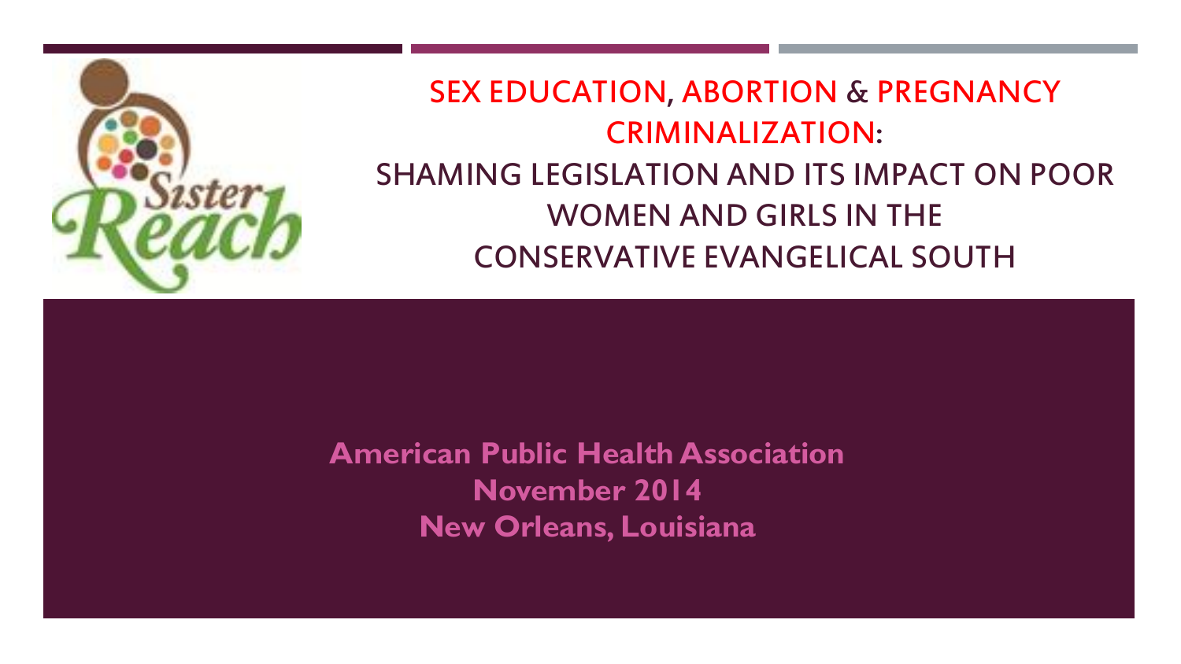# SEX EDUCATION, ABORTION & PREGNANCY CRIMINALIZATION: SHAMING LEGISLATION AND ITS IMPACT ON POOR WOMEN AND GIRLS IN THE CONSERVATIVE EVANGELICAL SOUTH

**American Public Health Association**
**November 2014**
**New Orleans, Louisiana**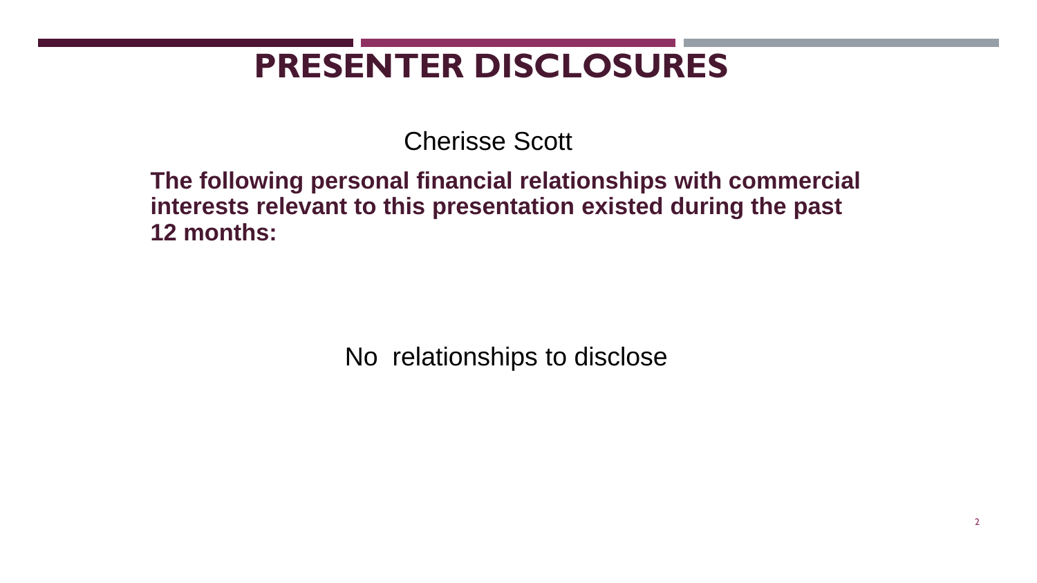# PRESENTER DISCLOSURES

Cherisse Scott

**The following personal financial relationships with commercial interests relevant to this presentation existed during the past 12 months:**

No relationships to disclose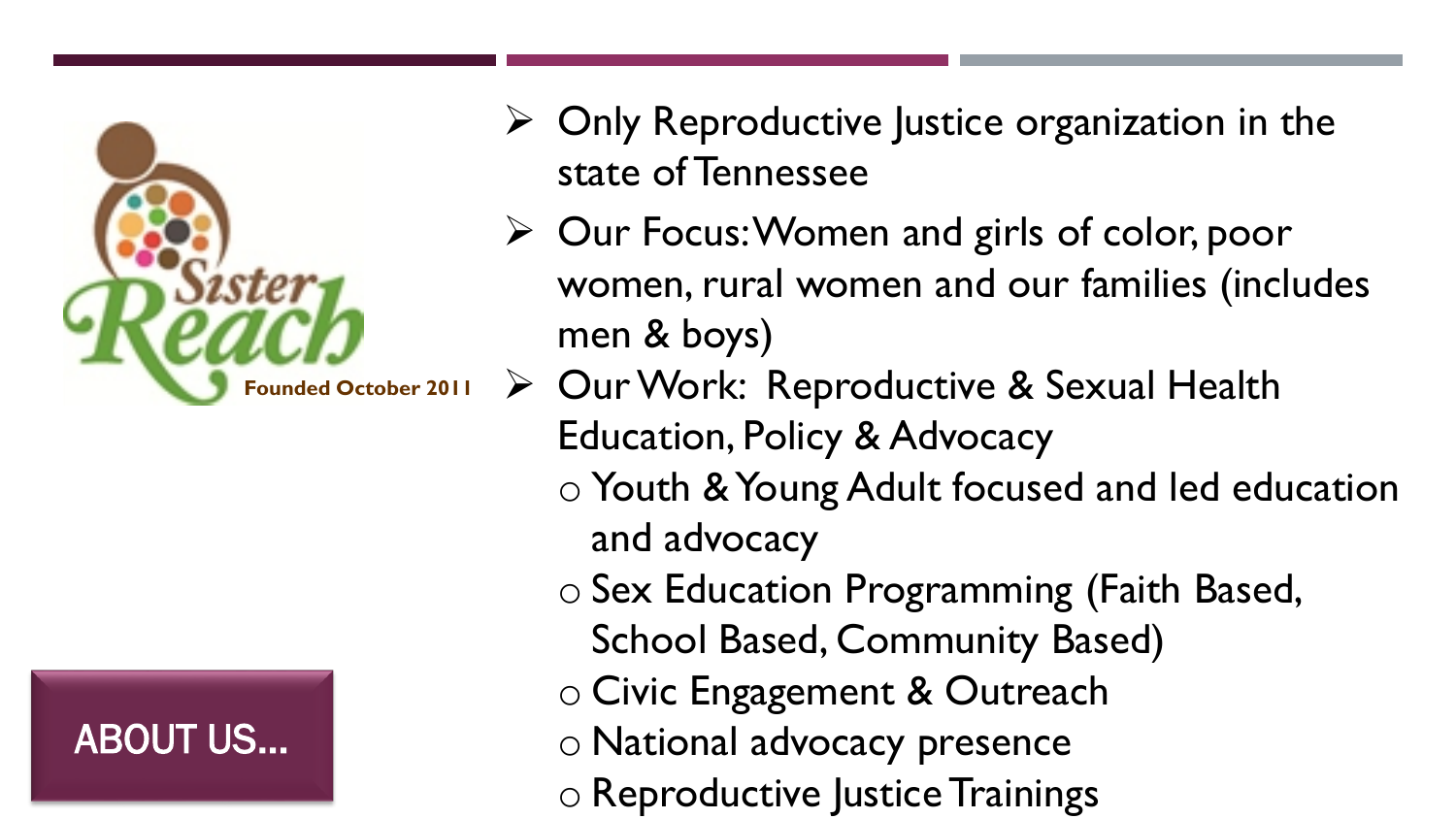## ABOUT US...

SisterReach

Founded October 2011

- Only Reproductive Justice organization in the state of Tennessee
- Our Focus: Women and girls of color, poor women, rural women and our families (includes men & boys)
- Our Work: Reproductive & Sexual Health Education, Policy & Advocacy
  - Youth & Young Adult focused and led education and advocacy
  - Sex Education Programming (Faith Based, School Based, Community Based)
  - Civic Engagement & Outreach
  - National advocacy presence
  - Reproductive Justice Trainings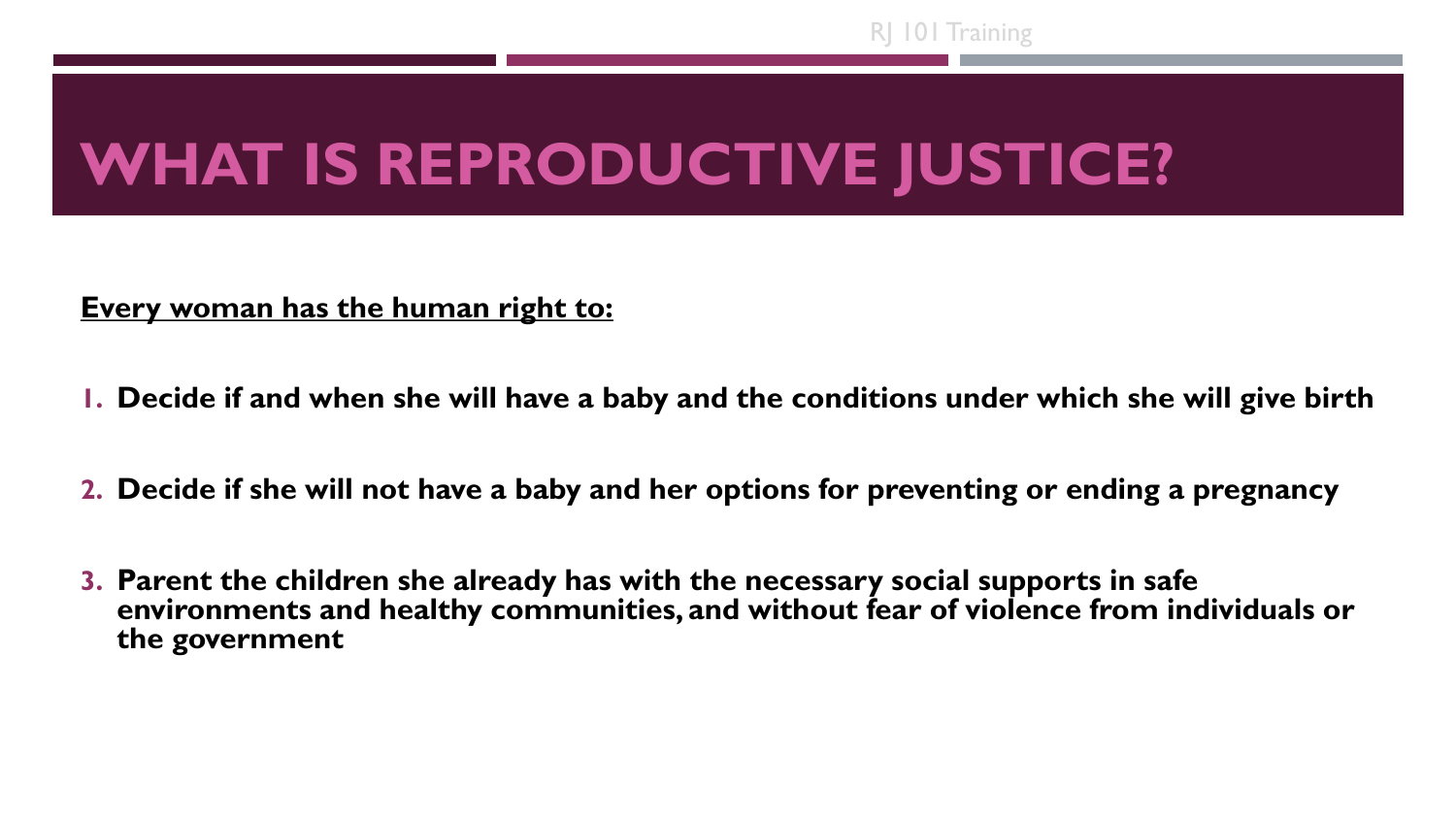# WHAT IS REPRODUCTIVE JUSTICE?

**Every woman has the human right to:**

1. **Decide if and when she will have a baby and the conditions under which she will give birth**

2. **Decide if she will not have a baby and her options for preventing or ending a pregnancy**

3. **Parent the children she already has with the necessary social supports in safe environments and healthy communities, and without fear of violence from individuals or the government**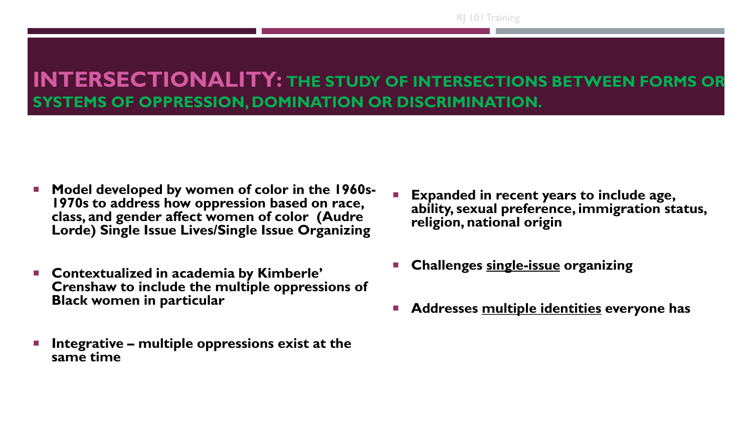# INTERSECTIONALITY: THE STUDY OF INTERSECTIONS BETWEEN FORMS OR SYSTEMS OF OPPRESSION, DOMINATION OR DISCRIMINATION.

- **Model developed by women of color in the 1960s-1970s to address how oppression based on race, class, and gender affect women of color (Audre Lorde) Single Issue Lives/Single Issue Organizing**
- **Contextualized in academia by Kimberle' Crenshaw to include the multiple oppressions of Black women in particular**
- **Integrative – multiple oppressions exist at the same time**
- **Expanded in recent years to include age, ability, sexual preference, immigration status, religion, national origin**
- **Challenges <u>single-issue</u> organizing**
- **Addresses <u>multiple identities</u> everyone has**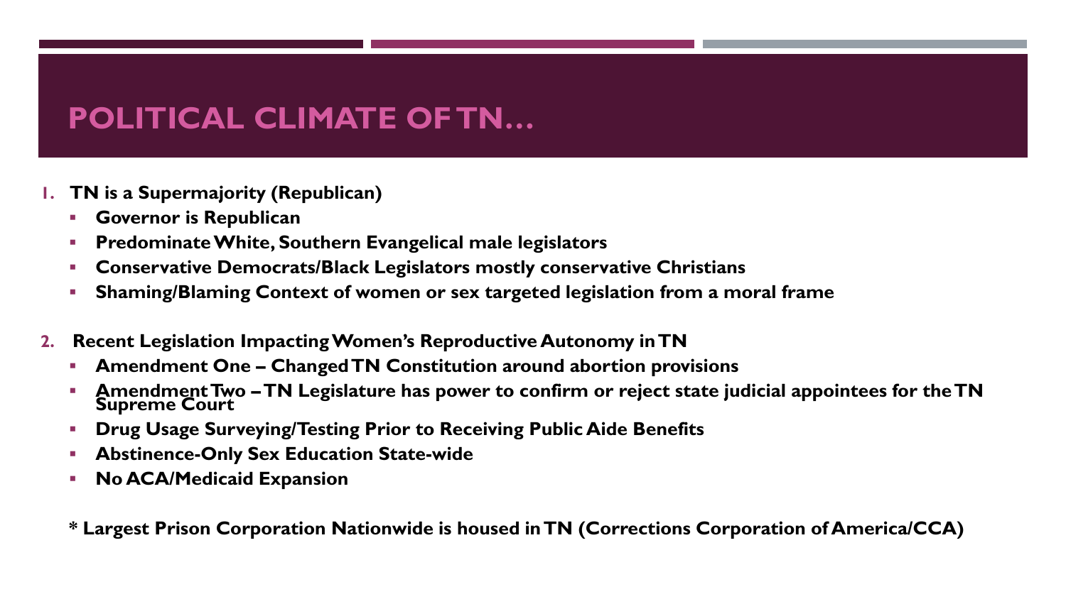# POLITICAL CLIMATE OF TN…

1. **TN is a Supermajority (Republican)**
   - **Governor is Republican**
   - **Predominate White, Southern Evangelical male legislators**
   - **Conservative Democrats/Black Legislators mostly conservative Christians**
   - **Shaming/Blaming Context of women or sex targeted legislation from a moral frame**

2. **Recent Legislation Impacting Women's Reproductive Autonomy in TN**
   - **Amendment One – Changed TN Constitution around abortion provisions**
   - **Amendment Two – TN Legislature has power to confirm or reject state judicial appointees for the TN Supreme Court**
   - **Drug Usage Surveying/Testing Prior to Receiving Public Aide Benefits**
   - **Abstinence-Only Sex Education State-wide**
   - **No ACA/Medicaid Expansion**

**\* Largest Prison Corporation Nationwide is housed in TN (Corrections Corporation of America/CCA)**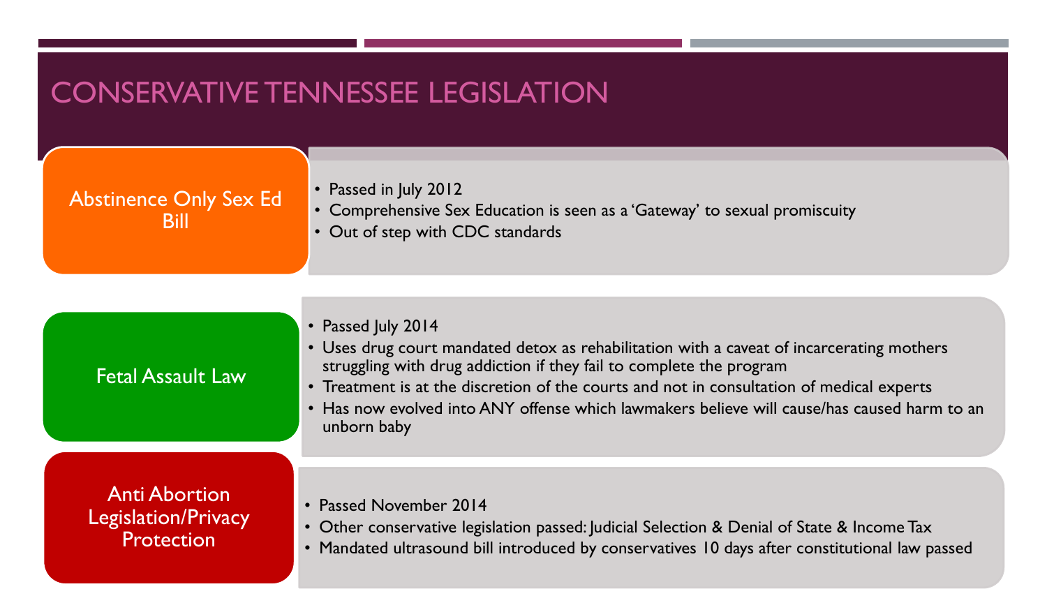# CONSERVATIVE TENNESSEE LEGISLATION

## Abstinence Only Sex Ed Bill

- Passed in July 2012
- Comprehensive Sex Education is seen as a 'Gateway' to sexual promiscuity
- Out of step with CDC standards

## Fetal Assault Law

- Passed July 2014
- Uses drug court mandated detox as rehabilitation with a caveat of incarcerating mothers struggling with drug addiction if they fail to complete the program
- Treatment is at the discretion of the courts and not in consultation of medical experts
- Has now evolved into ANY offense which lawmakers believe will cause/has caused harm to an unborn baby

## Anti Abortion Legislation/Privacy Protection

- Passed November 2014
- Other conservative legislation passed: Judicial Selection & Denial of State & Income Tax
- Mandated ultrasound bill introduced by conservatives 10 days after constitutional law passed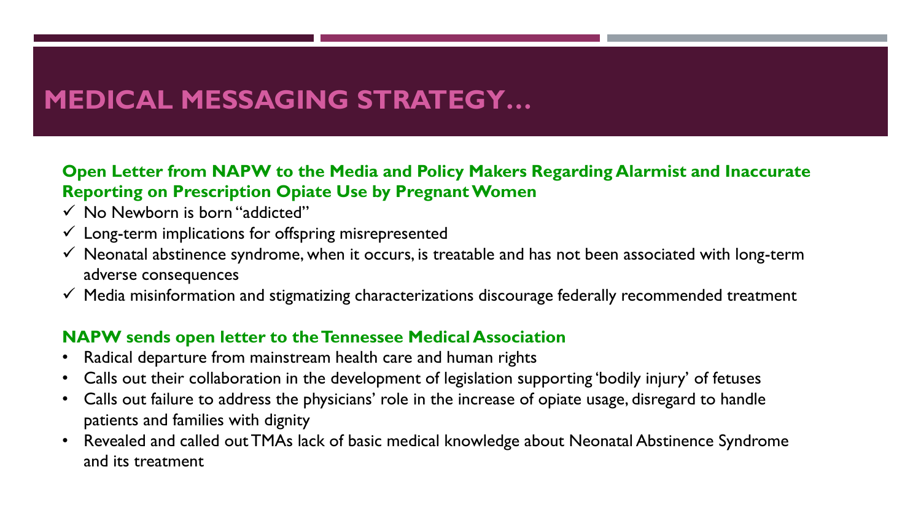# MEDICAL MESSAGING STRATEGY…

**Open Letter from NAPW to the Media and Policy Makers Regarding Alarmist and Inaccurate Reporting on Prescription Opiate Use by Pregnant Women**

- ✓ No Newborn is born "addicted"
- ✓ Long-term implications for offspring misrepresented
- ✓ Neonatal abstinence syndrome, when it occurs, is treatable and has not been associated with long-term adverse consequences
- ✓ Media misinformation and stigmatizing characterizations discourage federally recommended treatment

**NAPW sends open letter to the Tennessee Medical Association**

- Radical departure from mainstream health care and human rights
- Calls out their collaboration in the development of legislation supporting 'bodily injury' of fetuses
- Calls out failure to address the physicians' role in the increase of opiate usage, disregard to handle patients and families with dignity
- Revealed and called out TMAs lack of basic medical knowledge about Neonatal Abstinence Syndrome and its treatment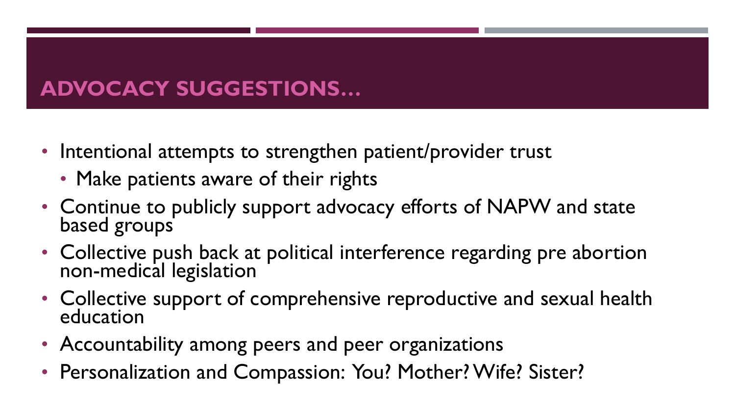# ADVOCACY SUGGESTIONS…

- Intentional attempts to strengthen patient/provider trust
  - Make patients aware of their rights
- Continue to publicly support advocacy efforts of NAPW and state based groups
- Collective push back at political interference regarding pre abortion non-medical legislation
- Collective support of comprehensive reproductive and sexual health education
- Accountability among peers and peer organizations
- Personalization and Compassion: You? Mother? Wife? Sister?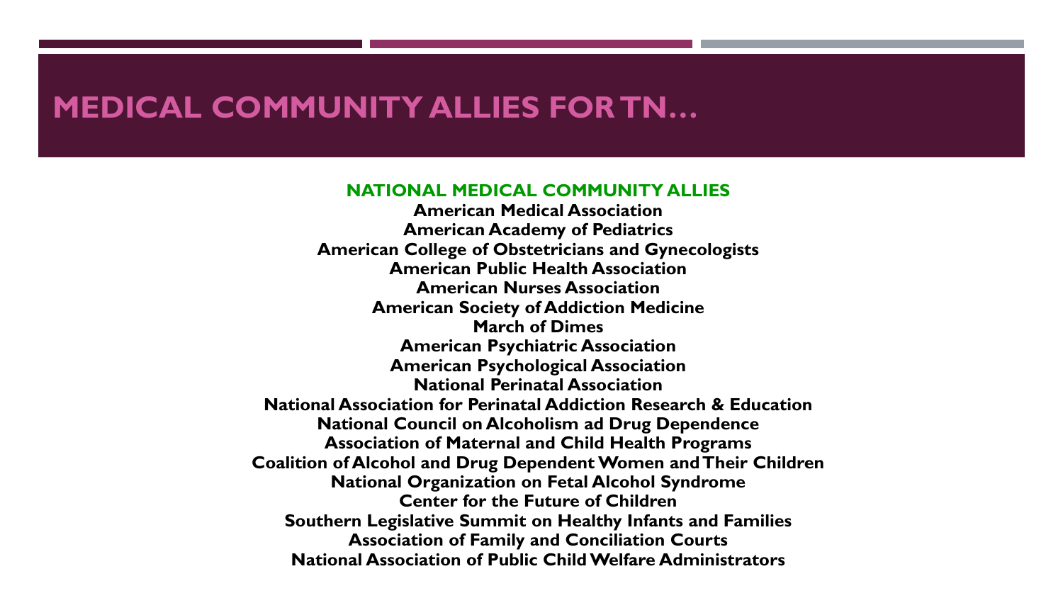# MEDICAL COMMUNITY ALLIES FOR TN…

**NATIONAL MEDICAL COMMUNITY ALLIES**

**American Medical Association**
**American Academy of Pediatrics**
**American College of Obstetricians and Gynecologists**
**American Public Health Association**
**American Nurses Association**
**American Society of Addiction Medicine**
**March of Dimes**
**American Psychiatric Association**
**American Psychological Association**
**National Perinatal Association**
**National Association for Perinatal Addiction Research & Education**
**National Council on Alcoholism ad Drug Dependence**
**Association of Maternal and Child Health Programs**
**Coalition of Alcohol and Drug Dependent Women and Their Children**
**National Organization on Fetal Alcohol Syndrome**
**Center for the Future of Children**
**Southern Legislative Summit on Healthy Infants and Families**
**Association of Family and Conciliation Courts**
**National Association of Public Child Welfare Administrators**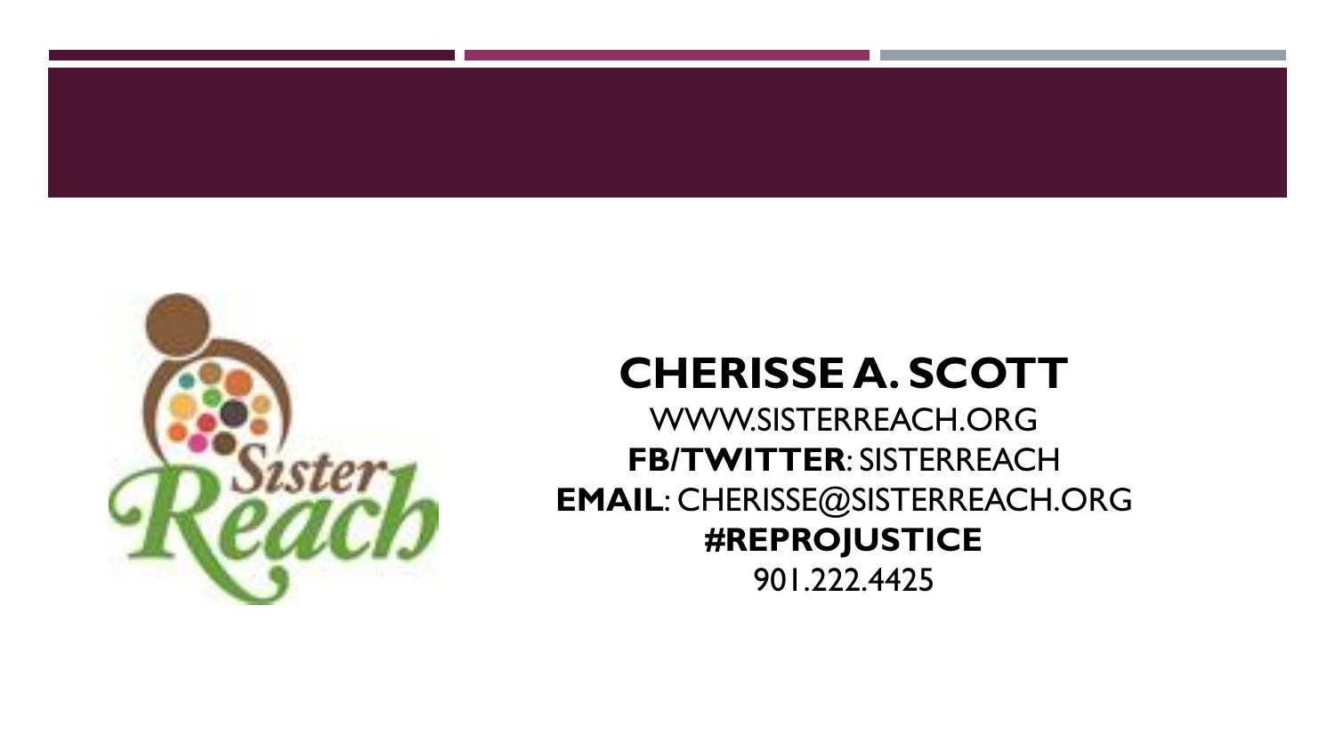**CHERISSE A. SCOTT**

WWW.SISTERREACH.ORG

**FB/TWITTER**: SISTERREACH

**EMAIL**: CHERISSE@SISTERREACH.ORG

**#REPROJUSTICE**

901.222.4425